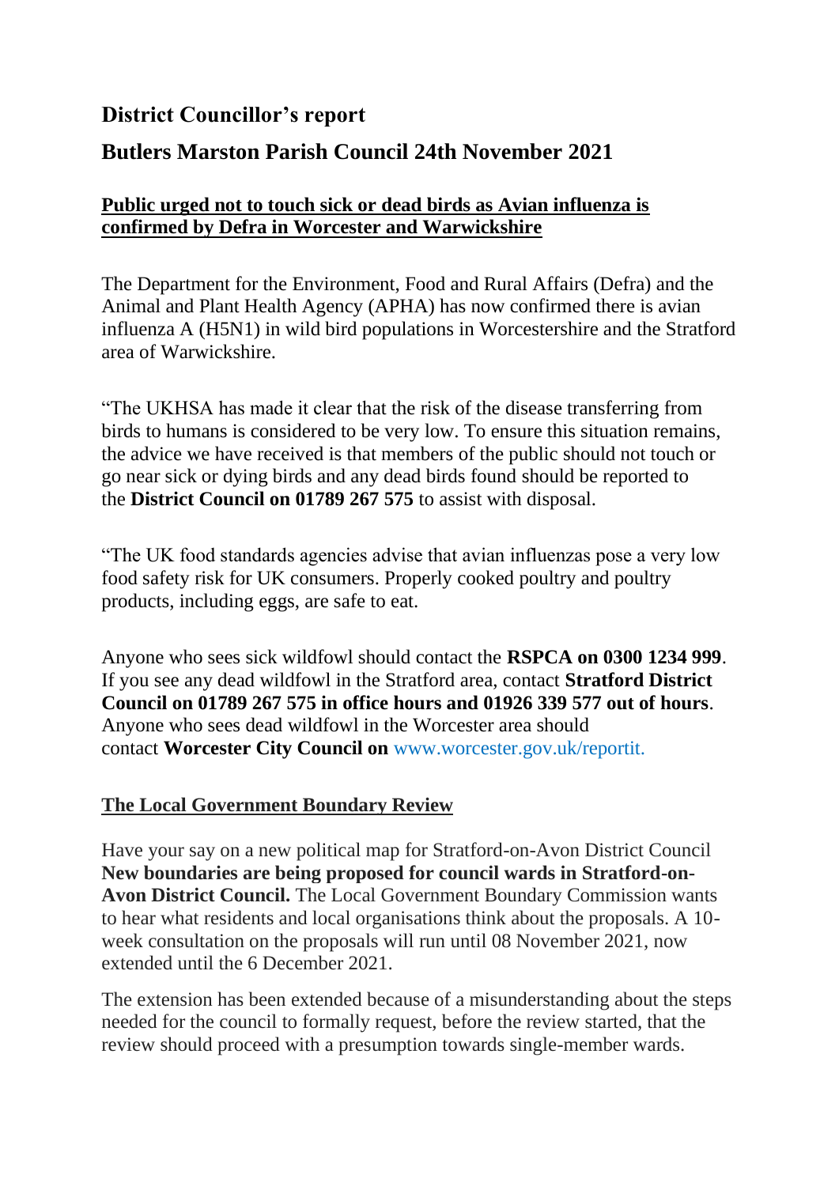# District Councillor's report

## Butlers Marston Parish Council 24th November 2021

### Public urged not to touch sick or dead birds as Avian influenza is confirmed by Defra in Worcester and Warwickshire

The Department for the Environment, Food and Rural Affairs (Defra) and the Animal and Plant Health Agency (APHA) has now confirmed there is avian influenza A (H5N1) in wild bird populations in Worcestershire and the Stratford area of Warwickshire.

"The UKHSA has made it clear that the risk of the disease transferring from birds to humans is considered to be very low. To ensure this situation remains, the advice we have received is that members of the public should not touch or go near sick or dying birds and any dead birds found should be reported to the **District Council on 01789 267 575** to assist with disposal.

"The UK food standards agencies advise that avian influenzas pose a very low food safety risk for UK consumers. Properly cooked poultry and poultry products, including eggs, are safe to eat.

Anyone who sees sick wildfowl should contact the **RSPCA on 0300 1234 999**. If you see any dead wildfowl in the Stratford area, contact **Stratford District Council on 01789 267 575 in office hours and 01926 339 577 out of hours**. Anyone who sees dead wildfowl in the Worcester area should contact **Worcester City Council on** www.worcester.gov.uk/reportit.

### The Local Government Boundary Review

Have your say on a new political map for Stratford-on-Avon District Council **New boundaries are being proposed for council wards in Stratford-on-Avon District Council.** The Local Government Boundary Commission wants to hear what residents and local organisations think about the proposals. A 10-week consultation on the proposals will run until 08 November 2021, now extended until the 6 December 2021.

The extension has been extended because of a misunderstanding about the steps needed for the council to formally request, before the review started, that the review should proceed with a presumption towards single-member wards.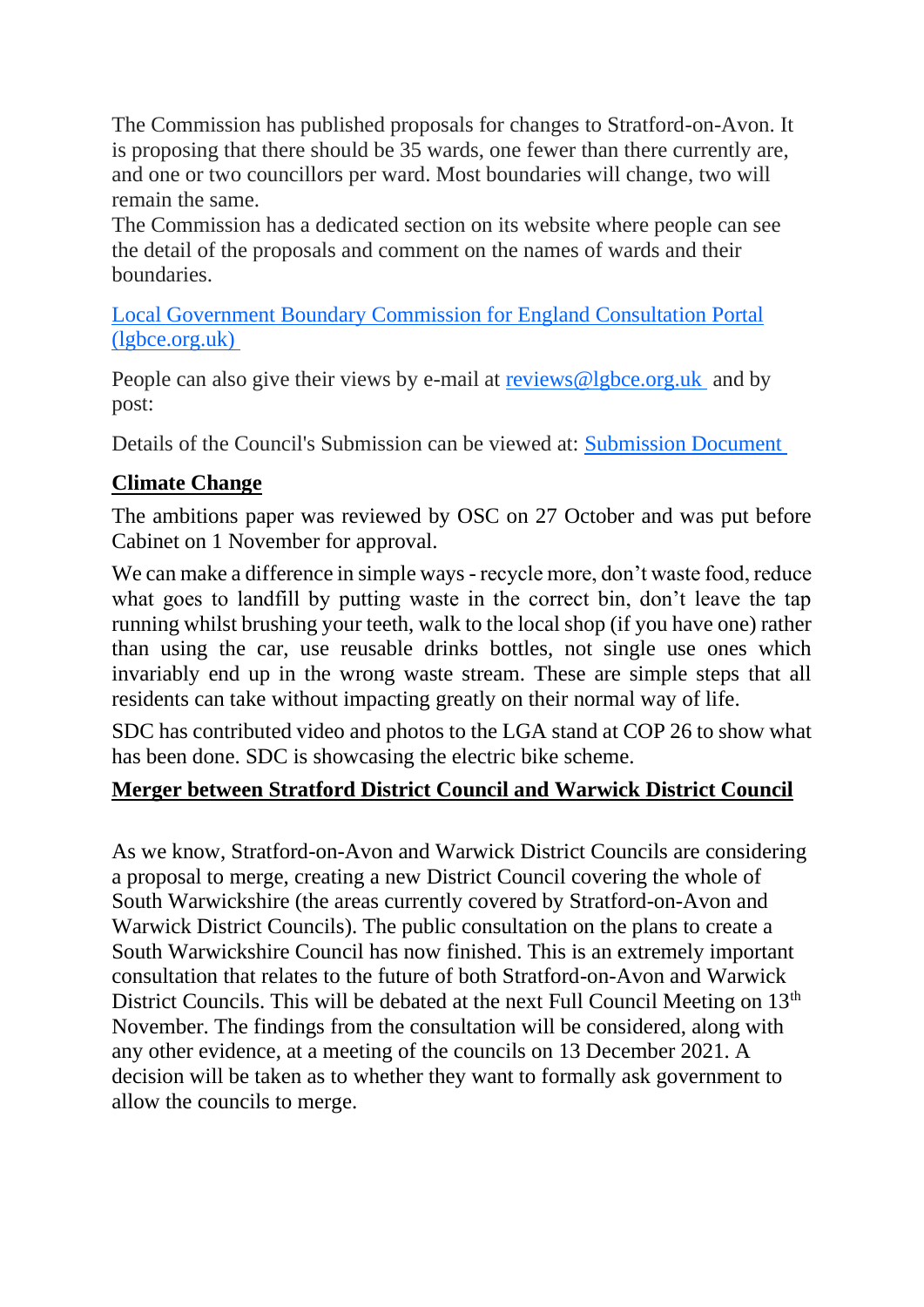The Commission has published proposals for changes to Stratford-on-Avon. It is proposing that there should be 35 wards, one fewer than there currently are, and one or two councillors per ward. Most boundaries will change, two will remain the same.

The Commission has a dedicated section on its website where people can see the detail of the proposals and comment on the names of wards and their boundaries.

[Local Government Boundary Commission for England Consultation Portal (lgbce.org.uk)](lgbce.org.uk)

People can also give their views by e-mail at [reviews@lgbce.org.uk](mailto:reviews@lgbce.org.uk) and by post:

Details of the Council's Submission can be viewed at: Submission Document

**Climate Change**

The ambitions paper was reviewed by OSC on 27 October and was put before Cabinet on 1 November for approval.

We can make a difference in simple ways - recycle more, don't waste food, reduce what goes to landfill by putting waste in the correct bin, don't leave the tap running whilst brushing your teeth, walk to the local shop (if you have one) rather than using the car, use reusable drinks bottles, not single use ones which invariably end up in the wrong waste stream. These are simple steps that all residents can take without impacting greatly on their normal way of life.

SDC has contributed video and photos to the LGA stand at COP 26 to show what has been done. SDC is showcasing the electric bike scheme.

**Merger between Stratford District Council and Warwick District Council**

As we know, Stratford-on-Avon and Warwick District Councils are considering a proposal to merge, creating a new District Council covering the whole of South Warwickshire (the areas currently covered by Stratford-on-Avon and Warwick District Councils). The public consultation on the plans to create a South Warwickshire Council has now finished. This is an extremely important consultation that relates to the future of both Stratford-on-Avon and Warwick District Councils. This will be debated at the next Full Council Meeting on 13th November. The findings from the consultation will be considered, along with any other evidence, at a meeting of the councils on 13 December 2021. A decision will be taken as to whether they want to formally ask government to allow the councils to merge.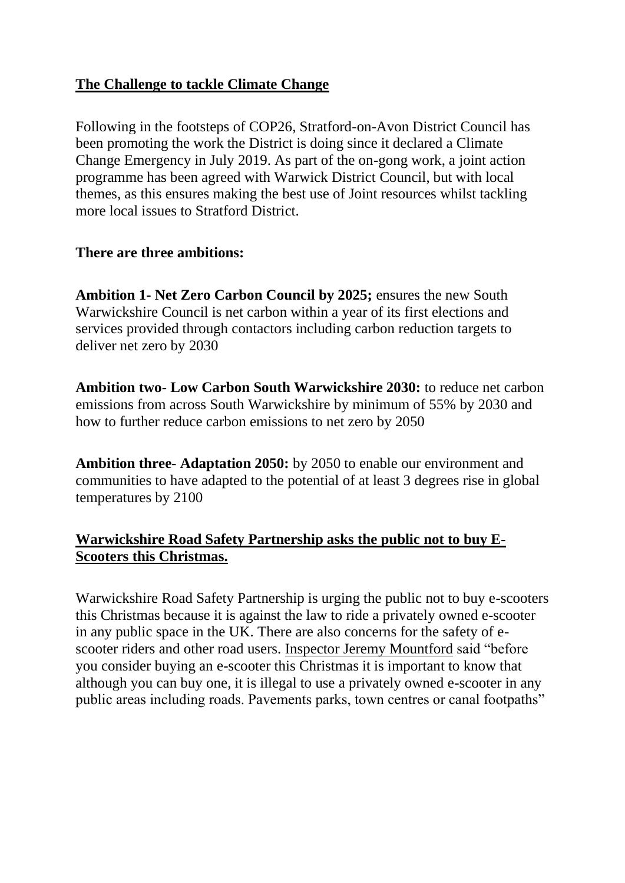## The Challenge to tackle Climate Change

Following in the footsteps of COP26, Stratford-on-Avon District Council has been promoting the work the District is doing since it declared a Climate Change Emergency in July 2019. As part of the on-gong work, a joint action programme has been agreed with Warwick District Council, but with local themes, as this ensures making the best use of Joint resources whilst tackling more local issues to Stratford District.

**There are three ambitions:**

**Ambition 1- Net Zero Carbon Council by 2025;** ensures the new South Warwickshire Council is net carbon within a year of its first elections and services provided through contactors including carbon reduction targets to deliver net zero by 2030

**Ambition two- Low Carbon South Warwickshire 2030:** to reduce net carbon emissions from across South Warwickshire by minimum of 55% by 2030 and how to further reduce carbon emissions to net zero by 2050

**Ambition three- Adaptation 2050:** by 2050 to enable our environment and communities to have adapted to the potential of at least 3 degrees rise in global temperatures by 2100

## Warwickshire Road Safety Partnership asks the public not to buy E-Scooters this Christmas.

Warwickshire Road Safety Partnership is urging the public not to buy e-scooters this Christmas because it is against the law to ride a privately owned e-scooter in any public space in the UK. There are also concerns for the safety of e-scooter riders and other road users. Inspector Jeremy Mountford said "before you consider buying an e-scooter this Christmas it is important to know that although you can buy one, it is illegal to use a privately owned e-scooter in any public areas including roads. Pavements parks, town centres or canal footpaths"